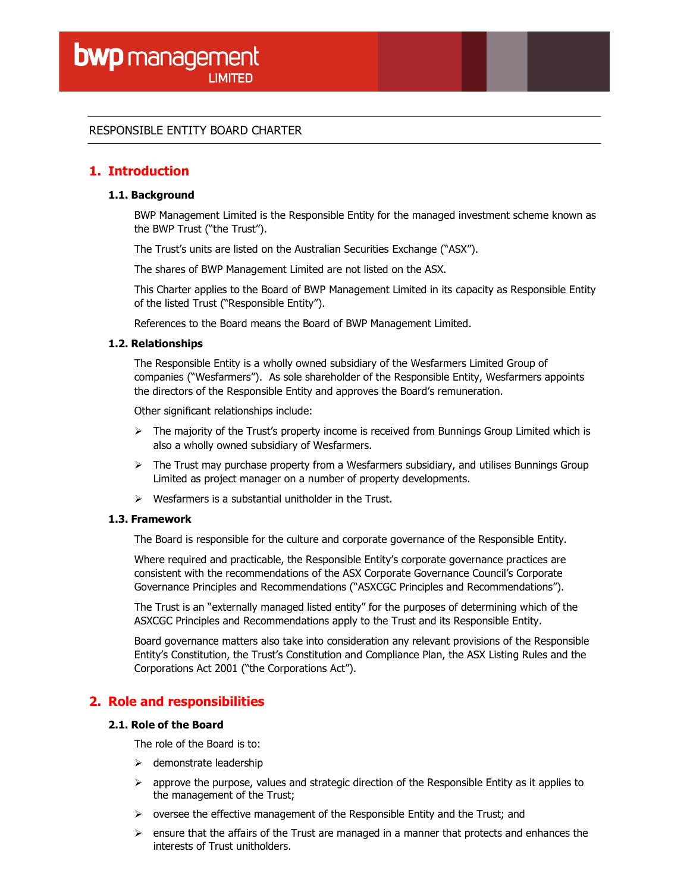bwp management LIMITED

RESPONSIBLE ENTITY BOARD CHARTER

# 1. Introduction

### 1.1. Background

BWP Management Limited is the Responsible Entity for the managed investment scheme known as the BWP Trust ("the Trust").

The Trust's units are listed on the Australian Securities Exchange ("ASX").

The shares of BWP Management Limited are not listed on the ASX.

This Charter applies to the Board of BWP Management Limited in its capacity as Responsible Entity of the listed Trust ("Responsible Entity").

References to the Board means the Board of BWP Management Limited.

### 1.2. Relationships

The Responsible Entity is a wholly owned subsidiary of the Wesfarmers Limited Group of companies ("Wesfarmers"). As sole shareholder of the Responsible Entity, Wesfarmers appoints the directors of the Responsible Entity and approves the Board's remuneration.

Other significant relationships include:

- The majority of the Trust's property income is received from Bunnings Group Limited which is also a wholly owned subsidiary of Wesfarmers.
- The Trust may purchase property from a Wesfarmers subsidiary, and utilises Bunnings Group Limited as project manager on a number of property developments.
- Wesfarmers is a substantial unitholder in the Trust.

### 1.3. Framework

The Board is responsible for the culture and corporate governance of the Responsible Entity.

Where required and practicable, the Responsible Entity's corporate governance practices are consistent with the recommendations of the ASX Corporate Governance Council's Corporate Governance Principles and Recommendations ("ASXCGC Principles and Recommendations").

The Trust is an "externally managed listed entity" for the purposes of determining which of the ASXCGC Principles and Recommendations apply to the Trust and its Responsible Entity.

Board governance matters also take into consideration any relevant provisions of the Responsible Entity's Constitution, the Trust's Constitution and Compliance Plan, the ASX Listing Rules and the Corporations Act 2001 ("the Corporations Act").

# 2. Role and responsibilities

### 2.1. Role of the Board

The role of the Board is to:

- demonstrate leadership
- approve the purpose, values and strategic direction of the Responsible Entity as it applies to the management of the Trust;
- oversee the effective management of the Responsible Entity and the Trust; and
- ensure that the affairs of the Trust are managed in a manner that protects and enhances the interests of Trust unitholders.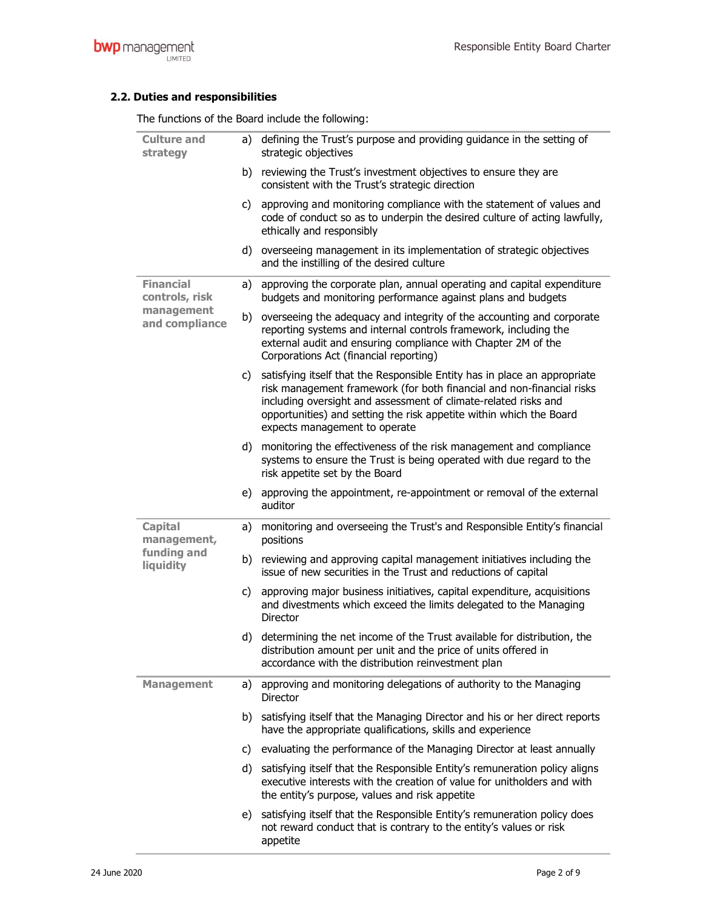### 2.2. Duties and responsibilities

The functions of the Board include the following:

| | |
|---|---|
| **Culture and strategy** | a) defining the Trust's purpose and providing guidance in the setting of strategic objectives |
| | b) reviewing the Trust's investment objectives to ensure they are consistent with the Trust's strategic direction |
| | c) approving and monitoring compliance with the statement of values and code of conduct so as to underpin the desired culture of acting lawfully, ethically and responsibly |
| | d) overseeing management in its implementation of strategic objectives and the instilling of the desired culture |
| **Financial controls, risk management and compliance** | a) approving the corporate plan, annual operating and capital expenditure budgets and monitoring performance against plans and budgets |
| | b) overseeing the adequacy and integrity of the accounting and corporate reporting systems and internal controls framework, including the external audit and ensuring compliance with Chapter 2M of the Corporations Act (financial reporting) |
| | c) satisfying itself that the Responsible Entity has in place an appropriate risk management framework (for both financial and non-financial risks including oversight and assessment of climate-related risks and opportunities) and setting the risk appetite within which the Board expects management to operate |
| | d) monitoring the effectiveness of the risk management and compliance systems to ensure the Trust is being operated with due regard to the risk appetite set by the Board |
| | e) approving the appointment, re-appointment or removal of the external auditor |
| **Capital management, funding and liquidity** | a) monitoring and overseeing the Trust's and Responsible Entity's financial positions |
| | b) reviewing and approving capital management initiatives including the issue of new securities in the Trust and reductions of capital |
| | c) approving major business initiatives, capital expenditure, acquisitions and divestments which exceed the limits delegated to the Managing Director |
| | d) determining the net income of the Trust available for distribution, the distribution amount per unit and the price of units offered in accordance with the distribution reinvestment plan |
| **Management** | a) approving and monitoring delegations of authority to the Managing Director |
| | b) satisfying itself that the Managing Director and his or her direct reports have the appropriate qualifications, skills and experience |
| | c) evaluating the performance of the Managing Director at least annually |
| | d) satisfying itself that the Responsible Entity's remuneration policy aligns executive interests with the creation of value for unitholders and with the entity's purpose, values and risk appetite |
| | e) satisfying itself that the Responsible Entity's remuneration policy does not reward conduct that is contrary to the entity's values or risk appetite |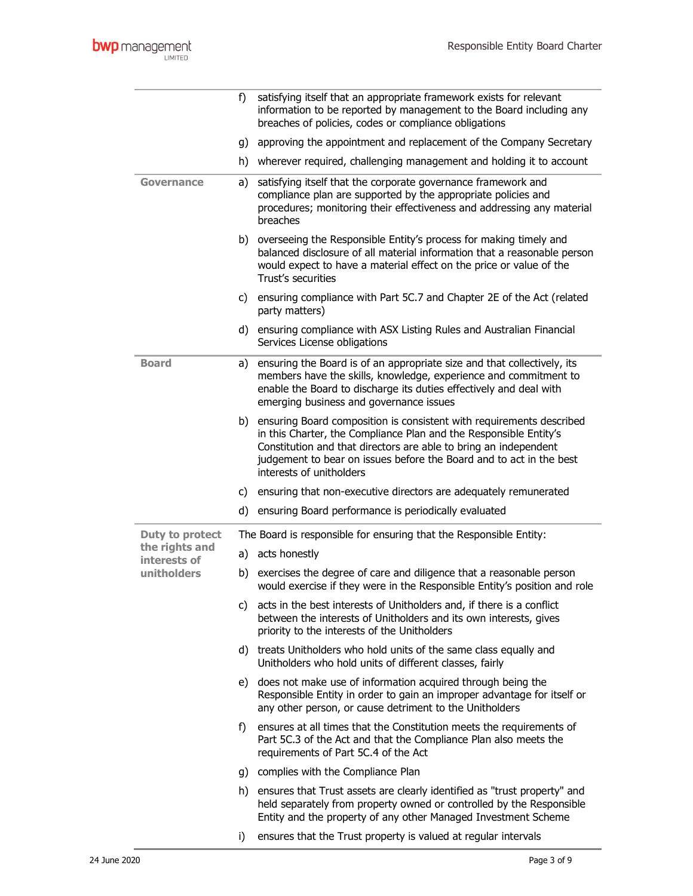| | |
|---|---|
| | f) satisfying itself that an appropriate framework exists for relevant information to be reported by management to the Board including any breaches of policies, codes or compliance obligations |
| | g) approving the appointment and replacement of the Company Secretary |
| | h) wherever required, challenging management and holding it to account |
| **Governance** | a) satisfying itself that the corporate governance framework and compliance plan are supported by the appropriate policies and procedures; monitoring their effectiveness and addressing any material breaches |
| | b) overseeing the Responsible Entity's process for making timely and balanced disclosure of all material information that a reasonable person would expect to have a material effect on the price or value of the Trust's securities |
| | c) ensuring compliance with Part 5C.7 and Chapter 2E of the Act (related party matters) |
| | d) ensuring compliance with ASX Listing Rules and Australian Financial Services License obligations |
| **Board** | a) ensuring the Board is of an appropriate size and that collectively, its members have the skills, knowledge, experience and commitment to enable the Board to discharge its duties effectively and deal with emerging business and governance issues |
| | b) ensuring Board composition is consistent with requirements described in this Charter, the Compliance Plan and the Responsible Entity's Constitution and that directors are able to bring an independent judgement to bear on issues before the Board and to act in the best interests of unitholders |
| | c) ensuring that non-executive directors are adequately remunerated |
| | d) ensuring Board performance is periodically evaluated |
| **Duty to protect the rights and interests of unitholders** | The Board is responsible for ensuring that the Responsible Entity: |
| | a) acts honestly |
| | b) exercises the degree of care and diligence that a reasonable person would exercise if they were in the Responsible Entity's position and role |
| | c) acts in the best interests of Unitholders and, if there is a conflict between the interests of Unitholders and its own interests, gives priority to the interests of the Unitholders |
| | d) treats Unitholders who hold units of the same class equally and Unitholders who hold units of different classes, fairly |
| | e) does not make use of information acquired through being the Responsible Entity in order to gain an improper advantage for itself or any other person, or cause detriment to the Unitholders |
| | f) ensures at all times that the Constitution meets the requirements of Part 5C.3 of the Act and that the Compliance Plan also meets the requirements of Part 5C.4 of the Act |
| | g) complies with the Compliance Plan |
| | h) ensures that Trust assets are clearly identified as "trust property" and held separately from property owned or controlled by the Responsible Entity and the property of any other Managed Investment Scheme |
| | i) ensures that the Trust property is valued at regular intervals |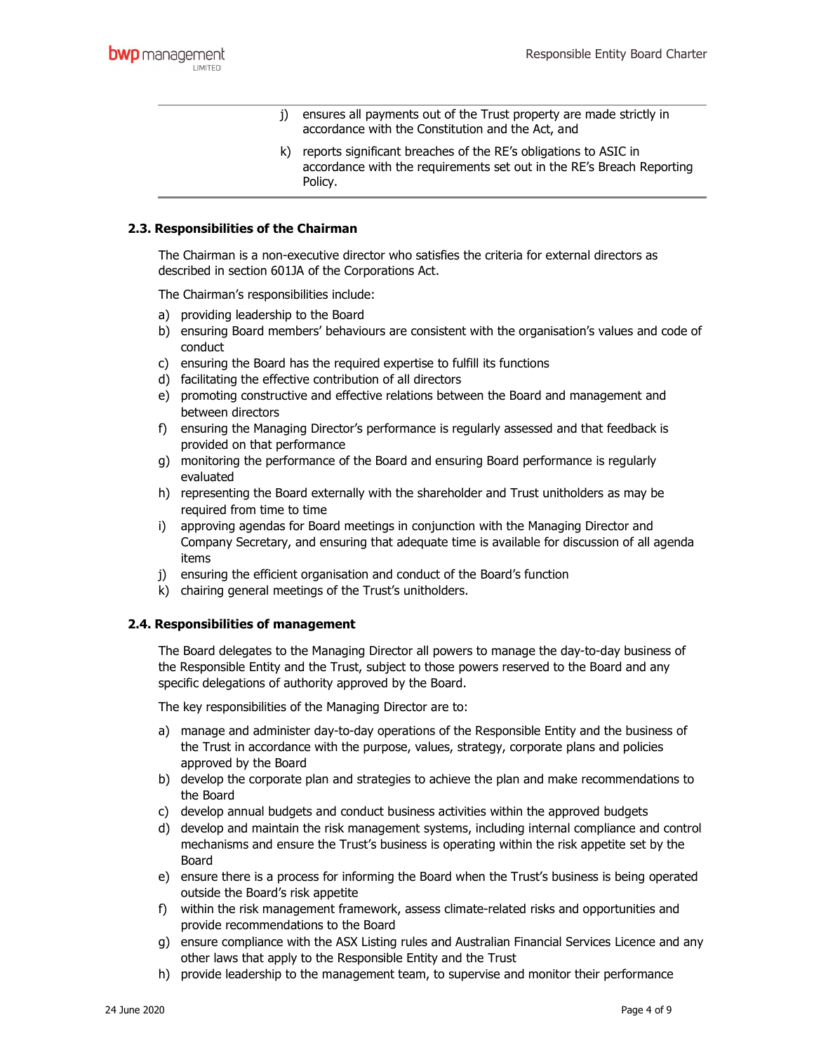j) ensures all payments out of the Trust property are made strictly in accordance with the Constitution and the Act, and

k) reports significant breaches of the RE's obligations to ASIC in accordance with the requirements set out in the RE's Breach Reporting Policy.

### 2.3. Responsibilities of the Chairman

The Chairman is a non-executive director who satisfies the criteria for external directors as described in section 601JA of the Corporations Act.

The Chairman's responsibilities include:

a) providing leadership to the Board
b) ensuring Board members' behaviours are consistent with the organisation's values and code of conduct
c) ensuring the Board has the required expertise to fulfill its functions
d) facilitating the effective contribution of all directors
e) promoting constructive and effective relations between the Board and management and between directors
f) ensuring the Managing Director's performance is regularly assessed and that feedback is provided on that performance
g) monitoring the performance of the Board and ensuring Board performance is regularly evaluated
h) representing the Board externally with the shareholder and Trust unitholders as may be required from time to time
i) approving agendas for Board meetings in conjunction with the Managing Director and Company Secretary, and ensuring that adequate time is available for discussion of all agenda items
j) ensuring the efficient organisation and conduct of the Board's function
k) chairing general meetings of the Trust's unitholders.

### 2.4. Responsibilities of management

The Board delegates to the Managing Director all powers to manage the day-to-day business of the Responsible Entity and the Trust, subject to those powers reserved to the Board and any specific delegations of authority approved by the Board.

The key responsibilities of the Managing Director are to:

a) manage and administer day-to-day operations of the Responsible Entity and the business of the Trust in accordance with the purpose, values, strategy, corporate plans and policies approved by the Board
b) develop the corporate plan and strategies to achieve the plan and make recommendations to the Board
c) develop annual budgets and conduct business activities within the approved budgets
d) develop and maintain the risk management systems, including internal compliance and control mechanisms and ensure the Trust's business is operating within the risk appetite set by the Board
e) ensure there is a process for informing the Board when the Trust's business is being operated outside the Board's risk appetite
f) within the risk management framework, assess climate-related risks and opportunities and provide recommendations to the Board
g) ensure compliance with the ASX Listing rules and Australian Financial Services Licence and any other laws that apply to the Responsible Entity and the Trust
h) provide leadership to the management team, to supervise and monitor their performance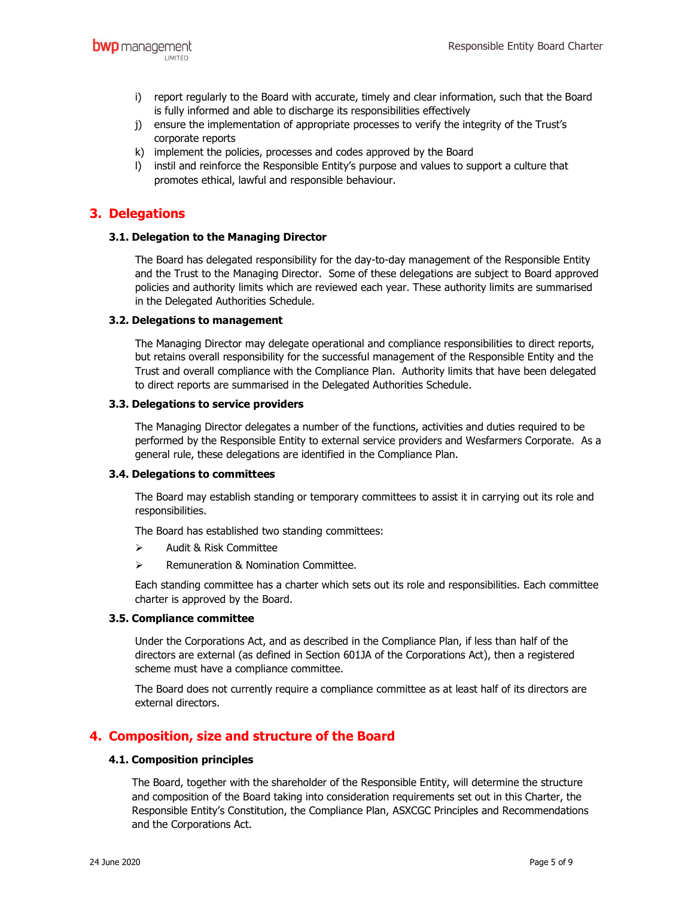i) report regularly to the Board with accurate, timely and clear information, such that the Board is fully informed and able to discharge its responsibilities effectively
j) ensure the implementation of appropriate processes to verify the integrity of the Trust's corporate reports
k) implement the policies, processes and codes approved by the Board
l) instil and reinforce the Responsible Entity's purpose and values to support a culture that promotes ethical, lawful and responsible behaviour.

## 3. Delegations

### 3.1. Delegation to the Managing Director

The Board has delegated responsibility for the day-to-day management of the Responsible Entity and the Trust to the Managing Director. Some of these delegations are subject to Board approved policies and authority limits which are reviewed each year. These authority limits are summarised in the Delegated Authorities Schedule.

### 3.2. Delegations to management

The Managing Director may delegate operational and compliance responsibilities to direct reports, but retains overall responsibility for the successful management of the Responsible Entity and the Trust and overall compliance with the Compliance Plan. Authority limits that have been delegated to direct reports are summarised in the Delegated Authorities Schedule.

### 3.3. Delegations to service providers

The Managing Director delegates a number of the functions, activities and duties required to be performed by the Responsible Entity to external service providers and Wesfarmers Corporate. As a general rule, these delegations are identified in the Compliance Plan.

### 3.4. Delegations to committees

The Board may establish standing or temporary committees to assist it in carrying out its role and responsibilities.

The Board has established two standing committees:

- Audit & Risk Committee
- Remuneration & Nomination Committee.

Each standing committee has a charter which sets out its role and responsibilities. Each committee charter is approved by the Board.

### 3.5. Compliance committee

Under the Corporations Act, and as described in the Compliance Plan, if less than half of the directors are external (as defined in Section 601JA of the Corporations Act), then a registered scheme must have a compliance committee.

The Board does not currently require a compliance committee as at least half of its directors are external directors.

## 4. Composition, size and structure of the Board

### 4.1. Composition principles

The Board, together with the shareholder of the Responsible Entity, will determine the structure and composition of the Board taking into consideration requirements set out in this Charter, the Responsible Entity's Constitution, the Compliance Plan, ASXCGC Principles and Recommendations and the Corporations Act.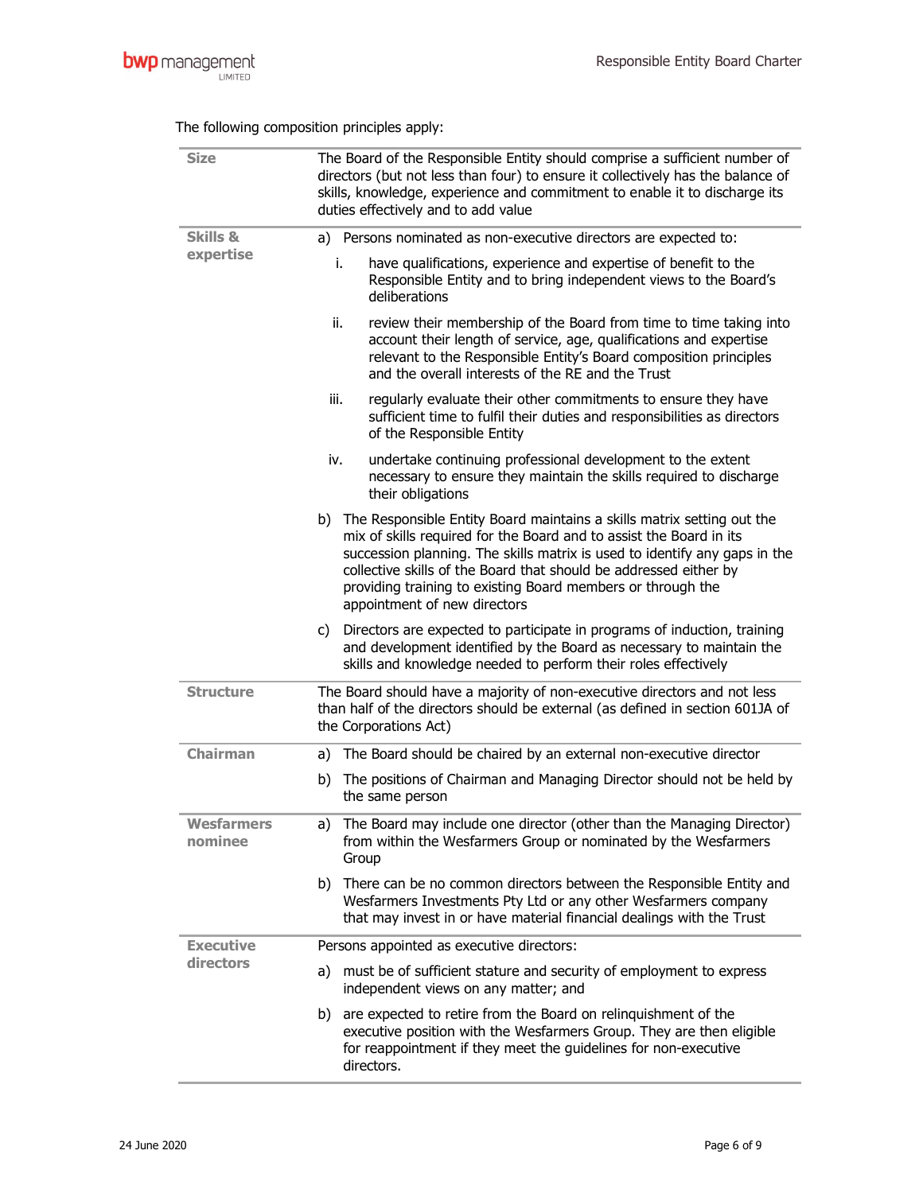The following composition principles apply:

| | |
|---|---|
| **Size** | The Board of the Responsible Entity should comprise a sufficient number of directors (but not less than four) to ensure it collectively has the balance of skills, knowledge, experience and commitment to enable it to discharge its duties effectively and to add value |
| **Skills & expertise** | a) Persons nominated as non-executive directors are expected to:<br>i. have qualifications, experience and expertise of benefit to the Responsible Entity and to bring independent views to the Board's deliberations<br>ii. review their membership of the Board from time to time taking into account their length of service, age, qualifications and expertise relevant to the Responsible Entity's Board composition principles and the overall interests of the RE and the Trust<br>iii. regularly evaluate their other commitments to ensure they have sufficient time to fulfil their duties and responsibilities as directors of the Responsible Entity<br>iv. undertake continuing professional development to the extent necessary to ensure they maintain the skills required to discharge their obligations<br>b) The Responsible Entity Board maintains a skills matrix setting out the mix of skills required for the Board and to assist the Board in its succession planning. The skills matrix is used to identify any gaps in the collective skills of the Board that should be addressed either by providing training to existing Board members or through the appointment of new directors<br>c) Directors are expected to participate in programs of induction, training and development identified by the Board as necessary to maintain the skills and knowledge needed to perform their roles effectively |
| **Structure** | The Board should have a majority of non-executive directors and not less than half of the directors should be external (as defined in section 601JA of the Corporations Act) |
| **Chairman** | a) The Board should be chaired by an external non-executive director<br>b) The positions of Chairman and Managing Director should not be held by the same person |
| **Wesfarmers nominee** | a) The Board may include one director (other than the Managing Director) from within the Wesfarmers Group or nominated by the Wesfarmers Group<br>b) There can be no common directors between the Responsible Entity and Wesfarmers Investments Pty Ltd or any other Wesfarmers company that may invest in or have material financial dealings with the Trust |
| **Executive directors** | Persons appointed as executive directors:<br>a) must be of sufficient stature and security of employment to express independent views on any matter; and<br>b) are expected to retire from the Board on relinquishment of the executive position with the Wesfarmers Group. They are then eligible for reappointment if they meet the guidelines for non-executive directors. |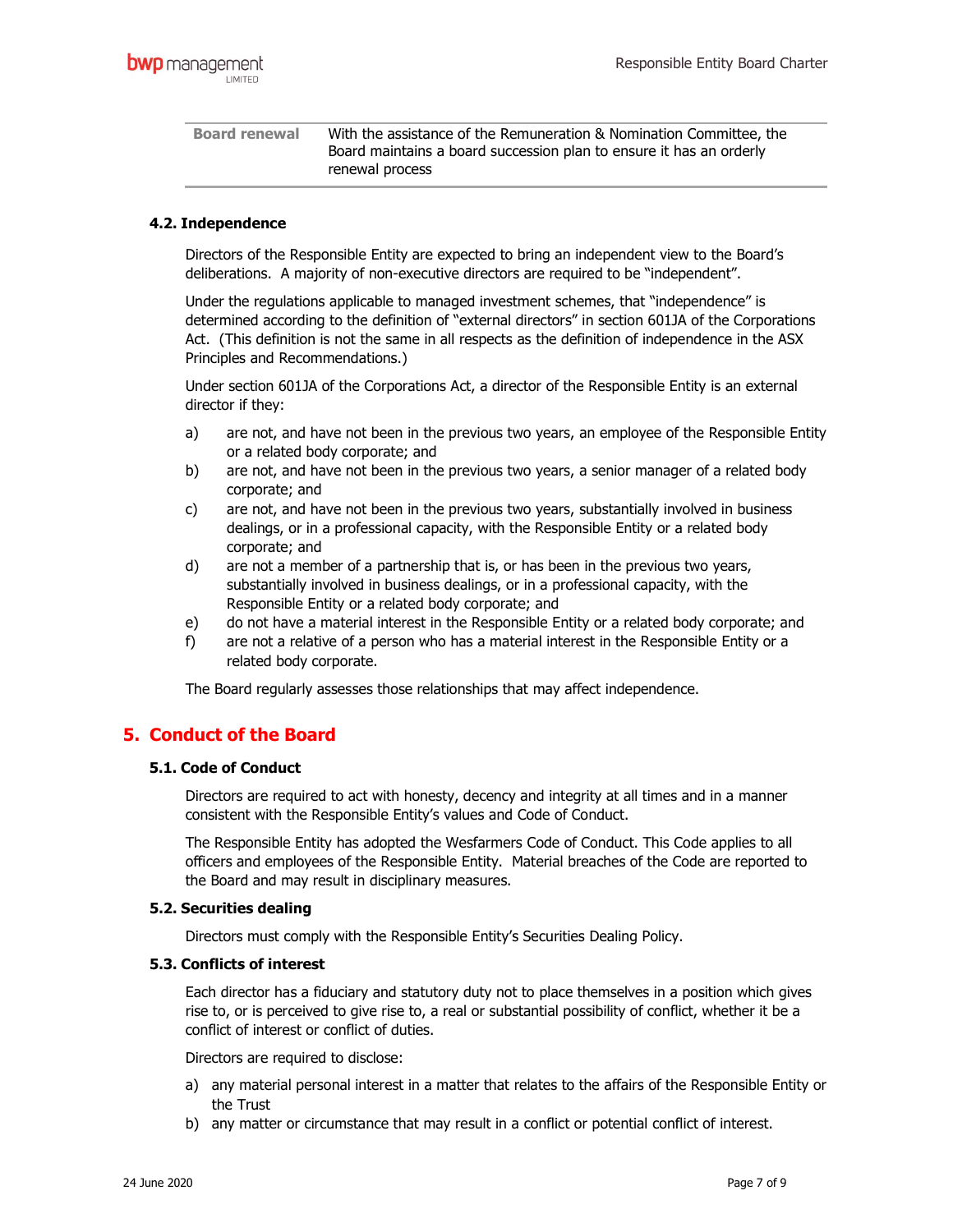| Board renewal | With the assistance of the Remuneration & Nomination Committee, the Board maintains a board succession plan to ensure it has an orderly renewal process |
|---|---|

### 4.2. Independence

Directors of the Responsible Entity are expected to bring an independent view to the Board's deliberations. A majority of non-executive directors are required to be "independent".

Under the regulations applicable to managed investment schemes, that "independence" is determined according to the definition of "external directors" in section 601JA of the Corporations Act. (This definition is not the same in all respects as the definition of independence in the ASX Principles and Recommendations.)

Under section 601JA of the Corporations Act, a director of the Responsible Entity is an external director if they:

a) are not, and have not been in the previous two years, an employee of the Responsible Entity or a related body corporate; and
b) are not, and have not been in the previous two years, a senior manager of a related body corporate; and
c) are not, and have not been in the previous two years, substantially involved in business dealings, or in a professional capacity, with the Responsible Entity or a related body corporate; and
d) are not a member of a partnership that is, or has been in the previous two years, substantially involved in business dealings, or in a professional capacity, with the Responsible Entity or a related body corporate; and
e) do not have a material interest in the Responsible Entity or a related body corporate; and
f) are not a relative of a person who has a material interest in the Responsible Entity or a related body corporate.

The Board regularly assesses those relationships that may affect independence.

## 5. Conduct of the Board

### 5.1. Code of Conduct

Directors are required to act with honesty, decency and integrity at all times and in a manner consistent with the Responsible Entity's values and Code of Conduct.

The Responsible Entity has adopted the Wesfarmers Code of Conduct. This Code applies to all officers and employees of the Responsible Entity. Material breaches of the Code are reported to the Board and may result in disciplinary measures.

### 5.2. Securities dealing

Directors must comply with the Responsible Entity's Securities Dealing Policy.

### 5.3. Conflicts of interest

Each director has a fiduciary and statutory duty not to place themselves in a position which gives rise to, or is perceived to give rise to, a real or substantial possibility of conflict, whether it be a conflict of interest or conflict of duties.

Directors are required to disclose:

a) any material personal interest in a matter that relates to the affairs of the Responsible Entity or the Trust
b) any matter or circumstance that may result in a conflict or potential conflict of interest.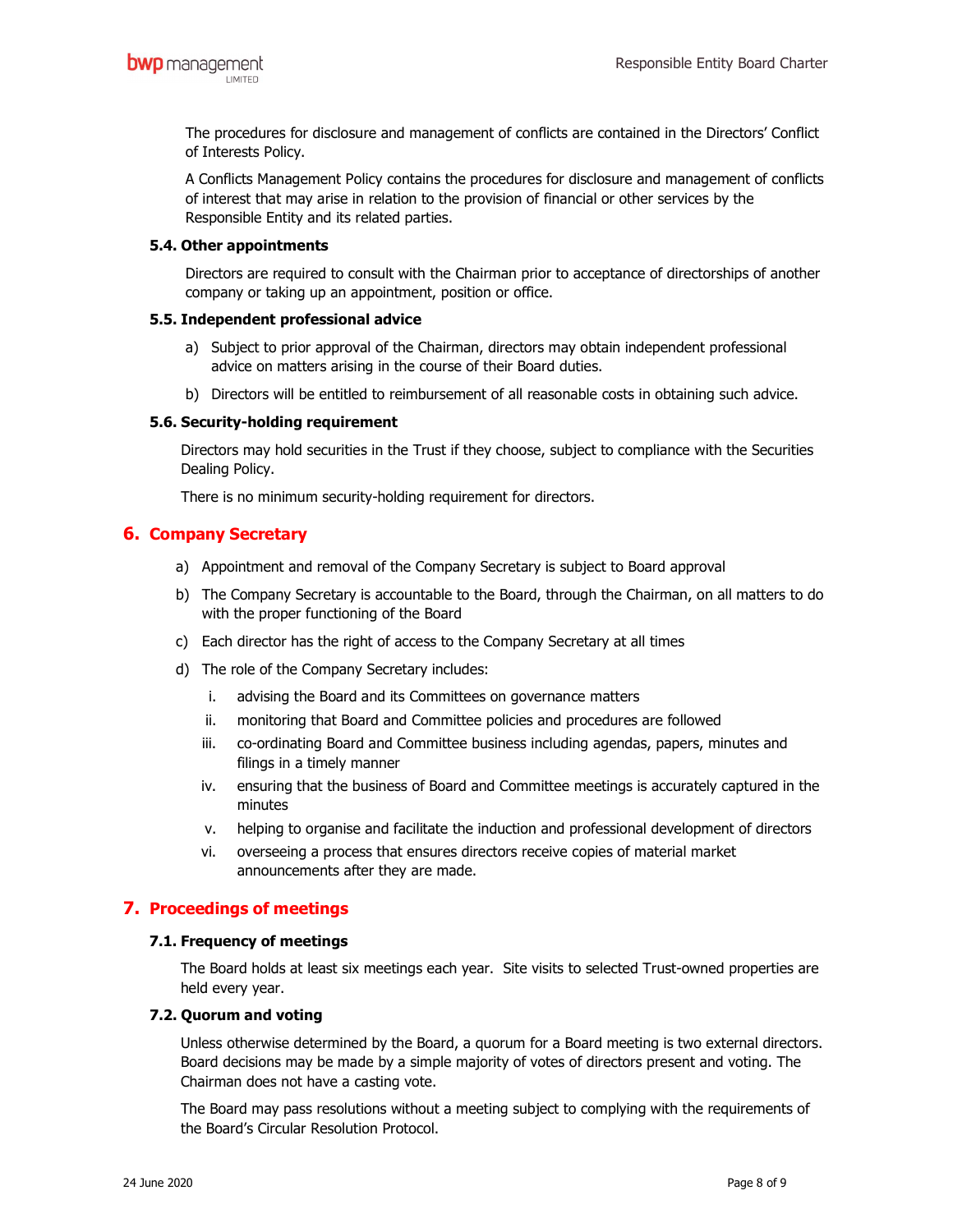The procedures for disclosure and management of conflicts are contained in the Directors' Conflict of Interests Policy.

A Conflicts Management Policy contains the procedures for disclosure and management of conflicts of interest that may arise in relation to the provision of financial or other services by the Responsible Entity and its related parties.

### 5.4. Other appointments

Directors are required to consult with the Chairman prior to acceptance of directorships of another company or taking up an appointment, position or office.

### 5.5. Independent professional advice

a) Subject to prior approval of the Chairman, directors may obtain independent professional advice on matters arising in the course of their Board duties.

b) Directors will be entitled to reimbursement of all reasonable costs in obtaining such advice.

### 5.6. Security-holding requirement

Directors may hold securities in the Trust if they choose, subject to compliance with the Securities Dealing Policy.

There is no minimum security-holding requirement for directors.

## 6. Company Secretary

a) Appointment and removal of the Company Secretary is subject to Board approval

b) The Company Secretary is accountable to the Board, through the Chairman, on all matters to do with the proper functioning of the Board

c) Each director has the right of access to the Company Secretary at all times

d) The role of the Company Secretary includes:

   i. advising the Board and its Committees on governance matters

   ii. monitoring that Board and Committee policies and procedures are followed

   iii. co-ordinating Board and Committee business including agendas, papers, minutes and filings in a timely manner

   iv. ensuring that the business of Board and Committee meetings is accurately captured in the minutes

   v. helping to organise and facilitate the induction and professional development of directors

   vi. overseeing a process that ensures directors receive copies of material market announcements after they are made.

## 7. Proceedings of meetings

### 7.1. Frequency of meetings

The Board holds at least six meetings each year. Site visits to selected Trust-owned properties are held every year.

### 7.2. Quorum and voting

Unless otherwise determined by the Board, a quorum for a Board meeting is two external directors. Board decisions may be made by a simple majority of votes of directors present and voting. The Chairman does not have a casting vote.

The Board may pass resolutions without a meeting subject to complying with the requirements of the Board's Circular Resolution Protocol.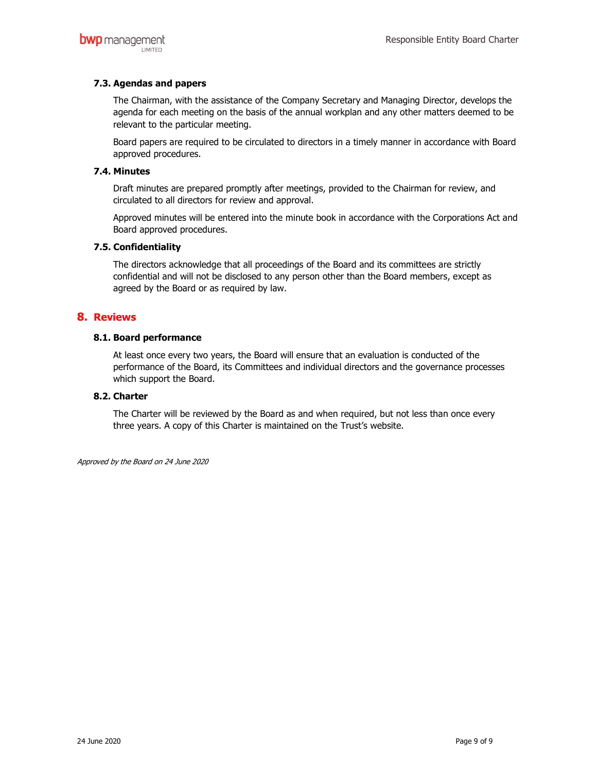### 7.3. Agendas and papers

The Chairman, with the assistance of the Company Secretary and Managing Director, develops the agenda for each meeting on the basis of the annual workplan and any other matters deemed to be relevant to the particular meeting.

Board papers are required to be circulated to directors in a timely manner in accordance with Board approved procedures.

### 7.4. Minutes

Draft minutes are prepared promptly after meetings, provided to the Chairman for review, and circulated to all directors for review and approval.

Approved minutes will be entered into the minute book in accordance with the Corporations Act and Board approved procedures.

### 7.5. Confidentiality

The directors acknowledge that all proceedings of the Board and its committees are strictly confidential and will not be disclosed to any person other than the Board members, except as agreed by the Board or as required by law.

## 8. Reviews

### 8.1. Board performance

At least once every two years, the Board will ensure that an evaluation is conducted of the performance of the Board, its Committees and individual directors and the governance processes which support the Board.

### 8.2. Charter

The Charter will be reviewed by the Board as and when required, but not less than once every three years. A copy of this Charter is maintained on the Trust's website.

*Approved by the Board on 24 June 2020*